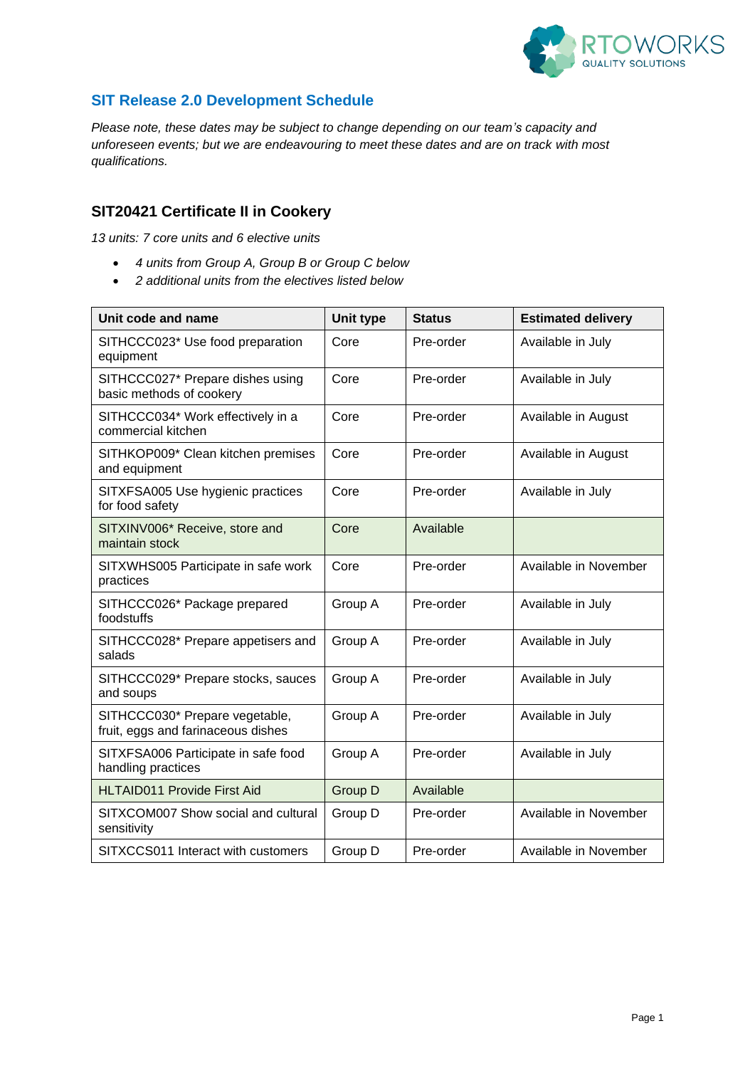## SIT Release 2.0 Development Schedule

*Please note, these dates may be subject to change depending on our team's capacity and unforeseen events; but we are endeavouring to meet these dates and are on track with most qualifications.*

### SIT20421 Certificate II in Cookery

*13 units: 7 core units and 6 elective units*

- *4 units from Group A, Group B or Group C below*
- *2 additional units from the electives listed below*

| Unit code and name | Unit type | Status | Estimated delivery |
|---|---|---|---|
| SITHCCC023* Use food preparation equipment | Core | Pre-order | Available in July |
| SITHCCC027* Prepare dishes using basic methods of cookery | Core | Pre-order | Available in July |
| SITHCCC034* Work effectively in a commercial kitchen | Core | Pre-order | Available in August |
| SITHKOP009* Clean kitchen premises and equipment | Core | Pre-order | Available in August |
| SITXFSA005 Use hygienic practices for food safety | Core | Pre-order | Available in July |
| SITXINV006* Receive, store and maintain stock | Core | Available | |
| SITXWHS005 Participate in safe work practices | Core | Pre-order | Available in November |
| SITHCCC026* Package prepared foodstuffs | Group A | Pre-order | Available in July |
| SITHCCC028* Prepare appetisers and salads | Group A | Pre-order | Available in July |
| SITHCCC029* Prepare stocks, sauces and soups | Group A | Pre-order | Available in July |
| SITHCCC030* Prepare vegetable, fruit, eggs and farinaceous dishes | Group A | Pre-order | Available in July |
| SITXFSA006 Participate in safe food handling practices | Group A | Pre-order | Available in July |
| HLTAID011 Provide First Aid | Group D | Available | |
| SITXCOM007 Show social and cultural sensitivity | Group D | Pre-order | Available in November |
| SITXCCS011 Interact with customers | Group D | Pre-order | Available in November |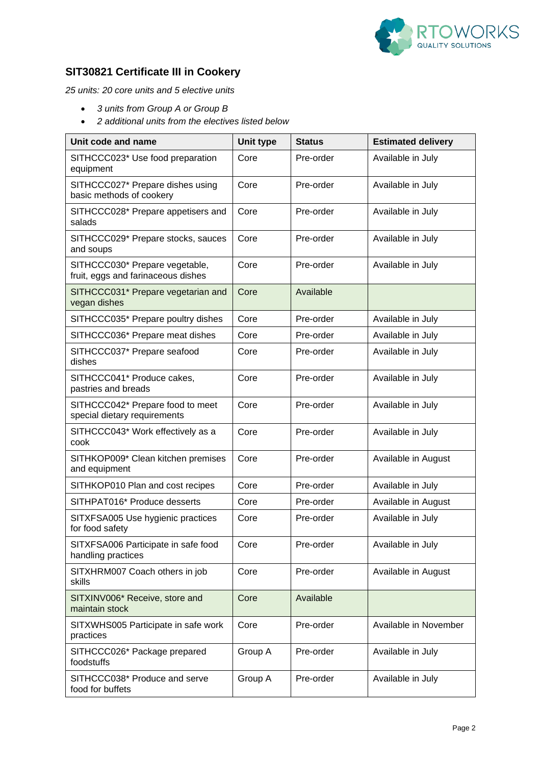## SIT30821 Certificate III in Cookery

*25 units: 20 core units and 5 elective units*

- *3 units from Group A or Group B*
- *2 additional units from the electives listed below*

| Unit code and name | Unit type | Status | Estimated delivery |
|---|---|---|---|
| SITHCCC023* Use food preparation equipment | Core | Pre-order | Available in July |
| SITHCCC027* Prepare dishes using basic methods of cookery | Core | Pre-order | Available in July |
| SITHCCC028* Prepare appetisers and salads | Core | Pre-order | Available in July |
| SITHCCC029* Prepare stocks, sauces and soups | Core | Pre-order | Available in July |
| SITHCCC030* Prepare vegetable, fruit, eggs and farinaceous dishes | Core | Pre-order | Available in July |
| SITHCCC031* Prepare vegetarian and vegan dishes | Core | Available | |
| SITHCCC035* Prepare poultry dishes | Core | Pre-order | Available in July |
| SITHCCC036* Prepare meat dishes | Core | Pre-order | Available in July |
| SITHCCC037* Prepare seafood dishes | Core | Pre-order | Available in July |
| SITHCCC041* Produce cakes, pastries and breads | Core | Pre-order | Available in July |
| SITHCCC042* Prepare food to meet special dietary requirements | Core | Pre-order | Available in July |
| SITHCCC043* Work effectively as a cook | Core | Pre-order | Available in July |
| SITHKOP009* Clean kitchen premises and equipment | Core | Pre-order | Available in August |
| SITHKOP010 Plan and cost recipes | Core | Pre-order | Available in July |
| SITHPAT016* Produce desserts | Core | Pre-order | Available in August |
| SITXFSA005 Use hygienic practices for food safety | Core | Pre-order | Available in July |
| SITXFSA006 Participate in safe food handling practices | Core | Pre-order | Available in July |
| SITXHRM007 Coach others in job skills | Core | Pre-order | Available in August |
| SITXINV006* Receive, store and maintain stock | Core | Available | |
| SITXWHS005 Participate in safe work practices | Core | Pre-order | Available in November |
| SITHCCC026* Package prepared foodstuffs | Group A | Pre-order | Available in July |
| SITHCCC038* Produce and serve food for buffets | Group A | Pre-order | Available in July |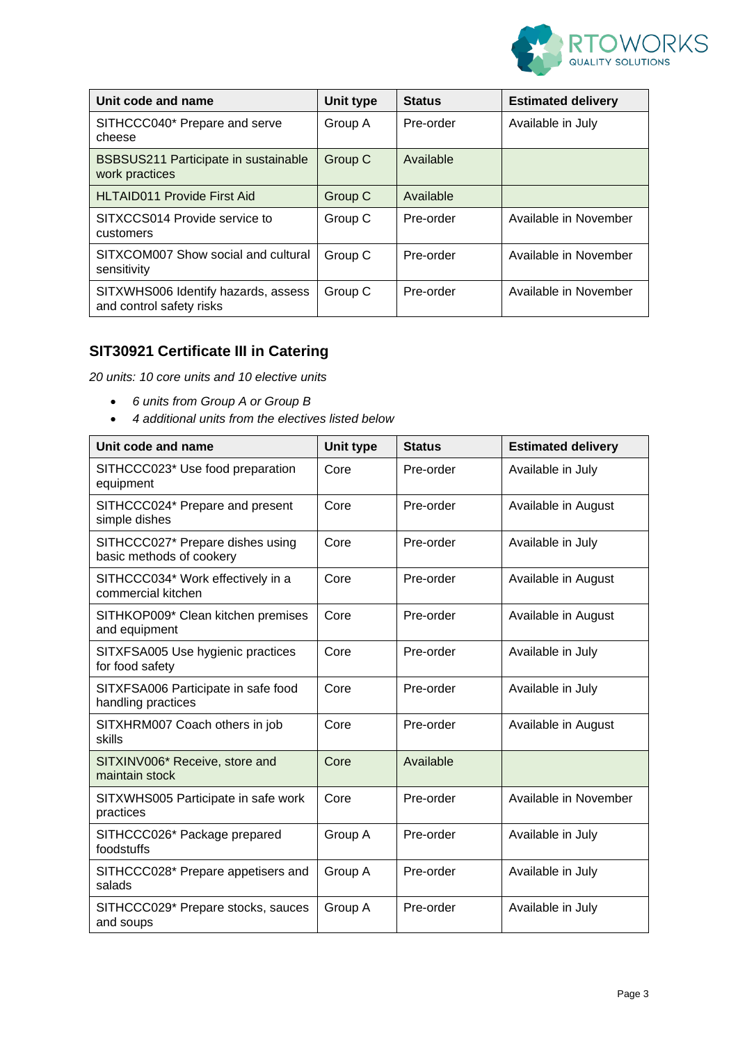| Unit code and name | Unit type | Status | Estimated delivery |
|---|---|---|---|
| SITHCCC040* Prepare and serve cheese | Group A | Pre-order | Available in July |
| BSBSUS211 Participate in sustainable work practices | Group C | Available | |
| HLTAID011 Provide First Aid | Group C | Available | |
| SITXCCS014 Provide service to customers | Group C | Pre-order | Available in November |
| SITXCOM007 Show social and cultural sensitivity | Group C | Pre-order | Available in November |
| SITXWHS006 Identify hazards, assess and control safety risks | Group C | Pre-order | Available in November |

### SIT30921 Certificate III in Catering

*20 units: 10 core units and 10 elective units*

- *6 units from Group A or Group B*
- *4 additional units from the electives listed below*

| Unit code and name | Unit type | Status | Estimated delivery |
|---|---|---|---|
| SITHCCC023* Use food preparation equipment | Core | Pre-order | Available in July |
| SITHCCC024* Prepare and present simple dishes | Core | Pre-order | Available in August |
| SITHCCC027* Prepare dishes using basic methods of cookery | Core | Pre-order | Available in July |
| SITHCCC034* Work effectively in a commercial kitchen | Core | Pre-order | Available in August |
| SITHKOP009* Clean kitchen premises and equipment | Core | Pre-order | Available in August |
| SITXFSA005 Use hygienic practices for food safety | Core | Pre-order | Available in July |
| SITXFSA006 Participate in safe food handling practices | Core | Pre-order | Available in July |
| SITXHRM007 Coach others in job skills | Core | Pre-order | Available in August |
| SITXINV006* Receive, store and maintain stock | Core | Available | |
| SITXWHS005 Participate in safe work practices | Core | Pre-order | Available in November |
| SITHCCC026* Package prepared foodstuffs | Group A | Pre-order | Available in July |
| SITHCCC028* Prepare appetisers and salads | Group A | Pre-order | Available in July |
| SITHCCC029* Prepare stocks, sauces and soups | Group A | Pre-order | Available in July |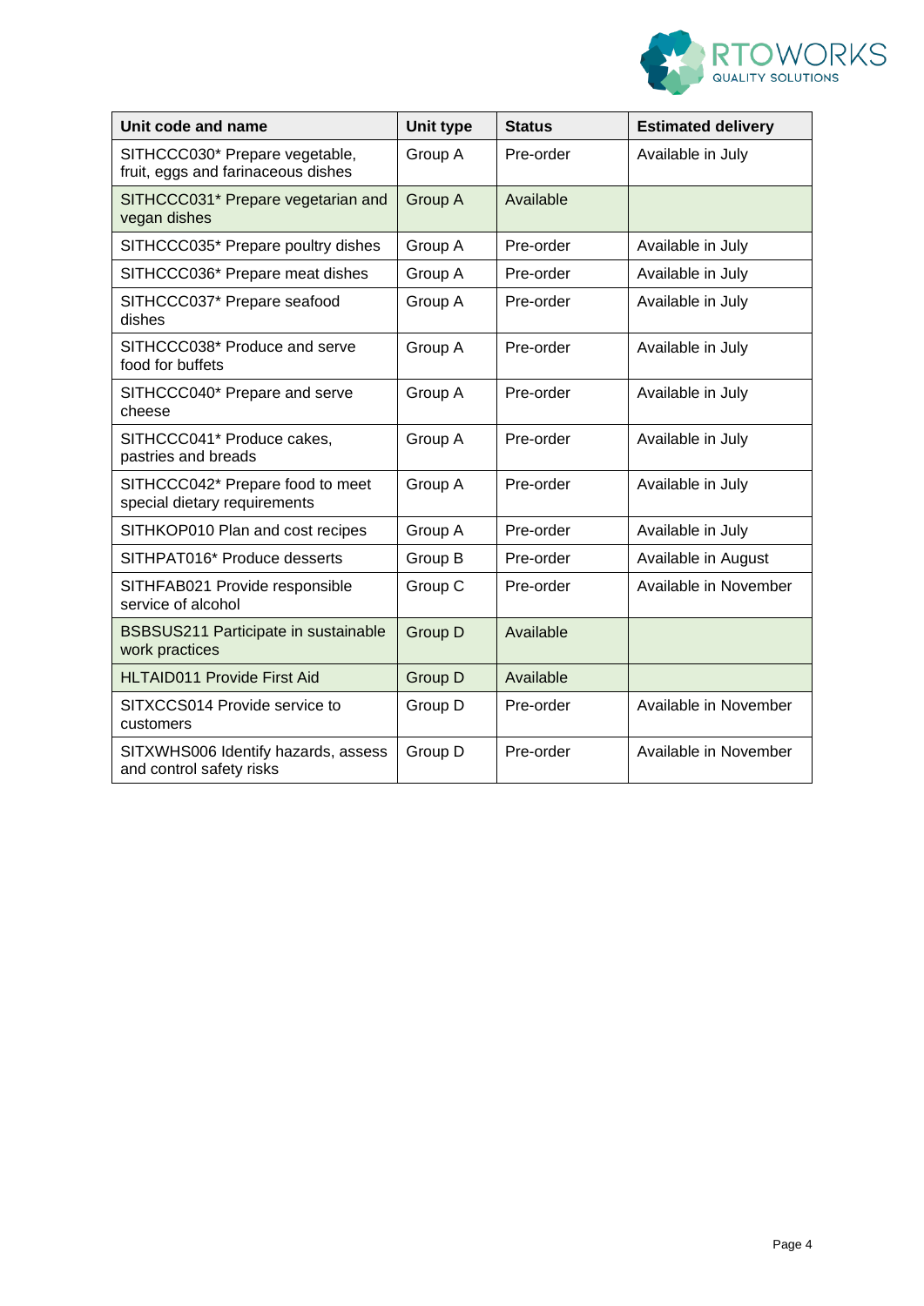| Unit code and name | Unit type | Status | Estimated delivery |
| --- | --- | --- | --- |
| SITHCCC030* Prepare vegetable, fruit, eggs and farinaceous dishes | Group A | Pre-order | Available in July |
| SITHCCC031* Prepare vegetarian and vegan dishes | Group A | Available | |
| SITHCCC035* Prepare poultry dishes | Group A | Pre-order | Available in July |
| SITHCCC036* Prepare meat dishes | Group A | Pre-order | Available in July |
| SITHCCC037* Prepare seafood dishes | Group A | Pre-order | Available in July |
| SITHCCC038* Produce and serve food for buffets | Group A | Pre-order | Available in July |
| SITHCCC040* Prepare and serve cheese | Group A | Pre-order | Available in July |
| SITHCCC041* Produce cakes, pastries and breads | Group A | Pre-order | Available in July |
| SITHCCC042* Prepare food to meet special dietary requirements | Group A | Pre-order | Available in July |
| SITHKOP010 Plan and cost recipes | Group A | Pre-order | Available in July |
| SITHPAT016* Produce desserts | Group B | Pre-order | Available in August |
| SITHFAB021 Provide responsible service of alcohol | Group C | Pre-order | Available in November |
| BSBSUS211 Participate in sustainable work practices | Group D | Available | |
| HLTAID011 Provide First Aid | Group D | Available | |
| SITXCCS014 Provide service to customers | Group D | Pre-order | Available in November |
| SITXWHS006 Identify hazards, assess and control safety risks | Group D | Pre-order | Available in November |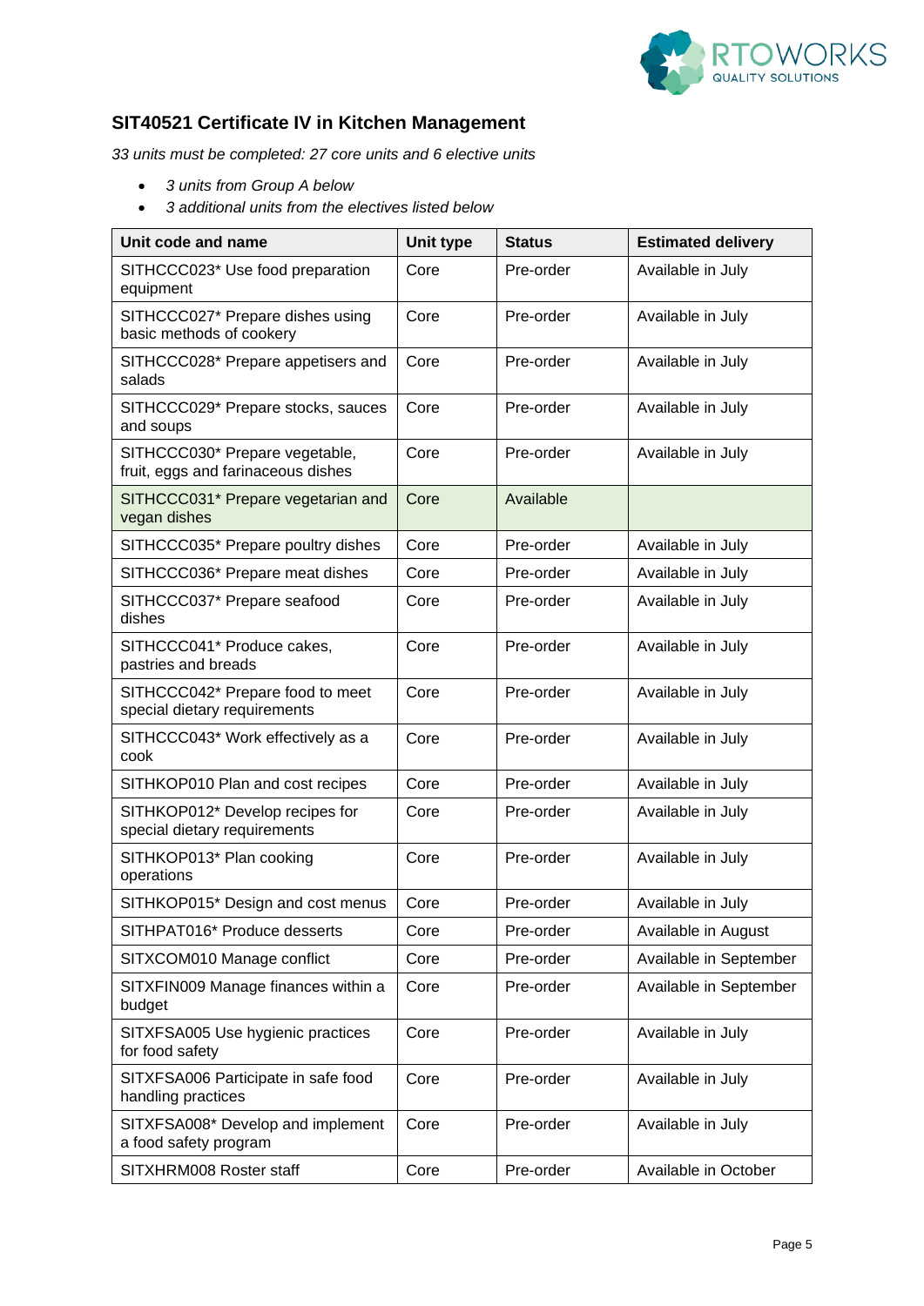## SIT40521 Certificate IV in Kitchen Management

*33 units must be completed: 27 core units and 6 elective units*

- *3 units from Group A below*
- *3 additional units from the electives listed below*

| Unit code and name | Unit type | Status | Estimated delivery |
|---|---|---|---|
| SITHCCC023* Use food preparation equipment | Core | Pre-order | Available in July |
| SITHCCC027* Prepare dishes using basic methods of cookery | Core | Pre-order | Available in July |
| SITHCCC028* Prepare appetisers and salads | Core | Pre-order | Available in July |
| SITHCCC029* Prepare stocks, sauces and soups | Core | Pre-order | Available in July |
| SITHCCC030* Prepare vegetable, fruit, eggs and farinaceous dishes | Core | Pre-order | Available in July |
| SITHCCC031* Prepare vegetarian and vegan dishes | Core | Available | |
| SITHCCC035* Prepare poultry dishes | Core | Pre-order | Available in July |
| SITHCCC036* Prepare meat dishes | Core | Pre-order | Available in July |
| SITHCCC037* Prepare seafood dishes | Core | Pre-order | Available in July |
| SITHCCC041* Produce cakes, pastries and breads | Core | Pre-order | Available in July |
| SITHCCC042* Prepare food to meet special dietary requirements | Core | Pre-order | Available in July |
| SITHCCC043* Work effectively as a cook | Core | Pre-order | Available in July |
| SITHKOP010 Plan and cost recipes | Core | Pre-order | Available in July |
| SITHKOP012* Develop recipes for special dietary requirements | Core | Pre-order | Available in July |
| SITHKOP013* Plan cooking operations | Core | Pre-order | Available in July |
| SITHKOP015* Design and cost menus | Core | Pre-order | Available in July |
| SITHPAT016* Produce desserts | Core | Pre-order | Available in August |
| SITXCOM010 Manage conflict | Core | Pre-order | Available in September |
| SITXFIN009 Manage finances within a budget | Core | Pre-order | Available in September |
| SITXFSA005 Use hygienic practices for food safety | Core | Pre-order | Available in July |
| SITXFSA006 Participate in safe food handling practices | Core | Pre-order | Available in July |
| SITXFSA008* Develop and implement a food safety program | Core | Pre-order | Available in July |
| SITXHRM008 Roster staff | Core | Pre-order | Available in October |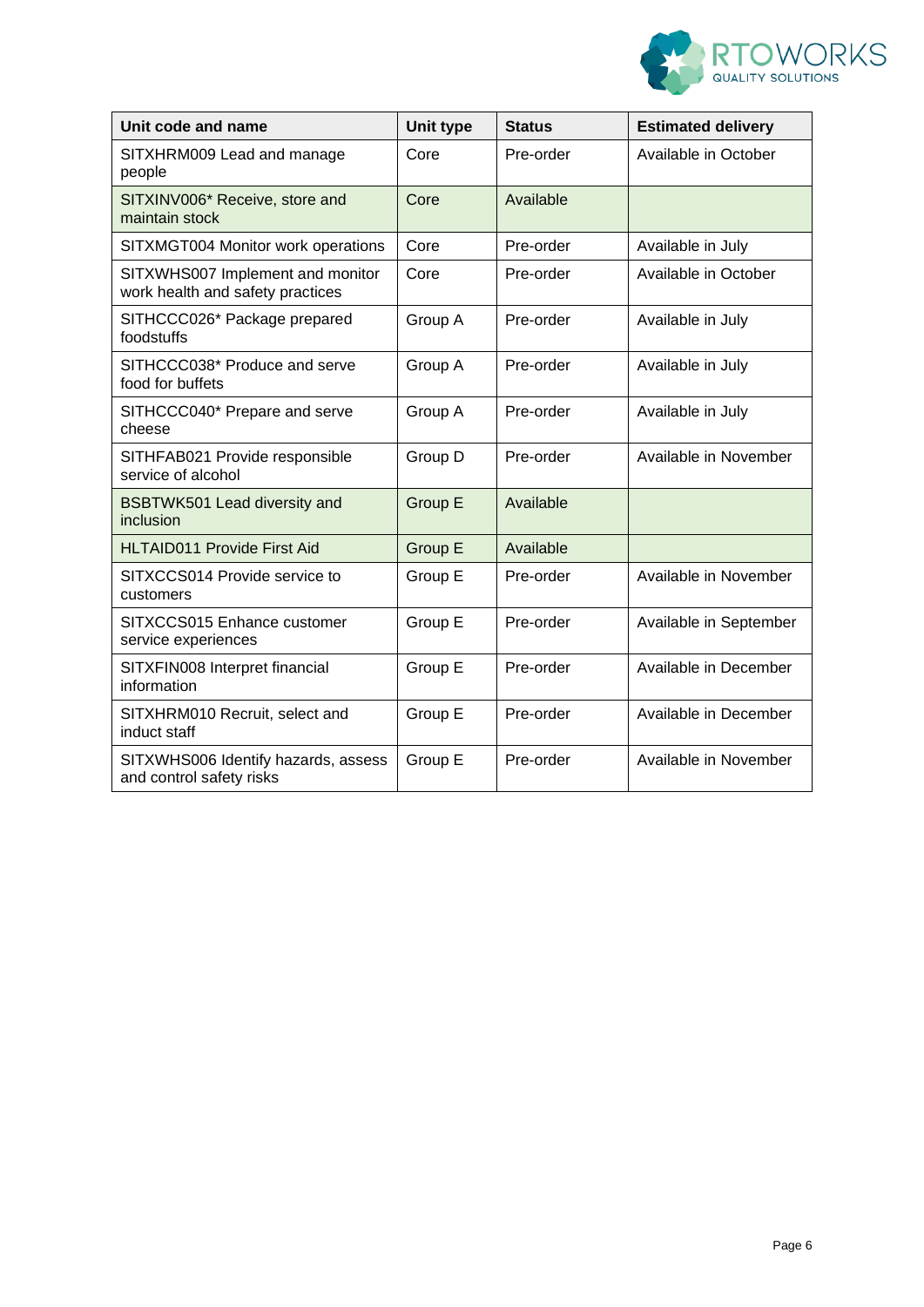| Unit code and name | Unit type | Status | Estimated delivery |
| --- | --- | --- | --- |
| SITXHRM009 Lead and manage people | Core | Pre-order | Available in October |
| SITXINV006* Receive, store and maintain stock | Core | Available | |
| SITXMGT004 Monitor work operations | Core | Pre-order | Available in July |
| SITXWHS007 Implement and monitor work health and safety practices | Core | Pre-order | Available in October |
| SITHCCC026* Package prepared foodstuffs | Group A | Pre-order | Available in July |
| SITHCCC038* Produce and serve food for buffets | Group A | Pre-order | Available in July |
| SITHCCC040* Prepare and serve cheese | Group A | Pre-order | Available in July |
| SITHFAB021 Provide responsible service of alcohol | Group D | Pre-order | Available in November |
| BSBTWK501 Lead diversity and inclusion | Group E | Available | |
| HLTAID011 Provide First Aid | Group E | Available | |
| SITXCCS014 Provide service to customers | Group E | Pre-order | Available in November |
| SITXCCS015 Enhance customer service experiences | Group E | Pre-order | Available in September |
| SITXFIN008 Interpret financial information | Group E | Pre-order | Available in December |
| SITXHRM010 Recruit, select and induct staff | Group E | Pre-order | Available in December |
| SITXWHS006 Identify hazards, assess and control safety risks | Group E | Pre-order | Available in November |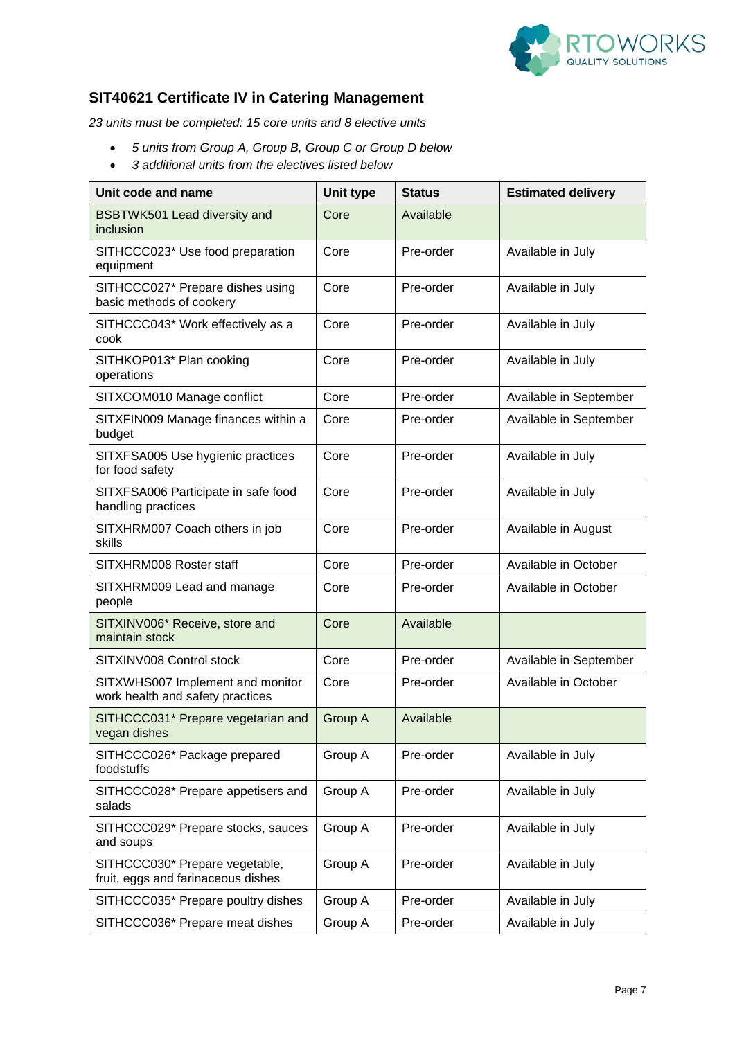## SIT40621 Certificate IV in Catering Management

*23 units must be completed: 15 core units and 8 elective units*

- *5 units from Group A, Group B, Group C or Group D below*
- *3 additional units from the electives listed below*

| Unit code and name | Unit type | Status | Estimated delivery |
|---|---|---|---|
| BSBTWK501 Lead diversity and inclusion | Core | Available | |
| SITHCCC023* Use food preparation equipment | Core | Pre-order | Available in July |
| SITHCCC027* Prepare dishes using basic methods of cookery | Core | Pre-order | Available in July |
| SITHCCC043* Work effectively as a cook | Core | Pre-order | Available in July |
| SITHKOP013* Plan cooking operations | Core | Pre-order | Available in July |
| SITXCOM010 Manage conflict | Core | Pre-order | Available in September |
| SITXFIN009 Manage finances within a budget | Core | Pre-order | Available in September |
| SITXFSA005 Use hygienic practices for food safety | Core | Pre-order | Available in July |
| SITXFSA006 Participate in safe food handling practices | Core | Pre-order | Available in July |
| SITXHRM007 Coach others in job skills | Core | Pre-order | Available in August |
| SITXHRM008 Roster staff | Core | Pre-order | Available in October |
| SITXHRM009 Lead and manage people | Core | Pre-order | Available in October |
| SITXINV006* Receive, store and maintain stock | Core | Available | |
| SITXINV008 Control stock | Core | Pre-order | Available in September |
| SITXWHS007 Implement and monitor work health and safety practices | Core | Pre-order | Available in October |
| SITHCCC031* Prepare vegetarian and vegan dishes | Group A | Available | |
| SITHCCC026* Package prepared foodstuffs | Group A | Pre-order | Available in July |
| SITHCCC028* Prepare appetisers and salads | Group A | Pre-order | Available in July |
| SITHCCC029* Prepare stocks, sauces and soups | Group A | Pre-order | Available in July |
| SITHCCC030* Prepare vegetable, fruit, eggs and farinaceous dishes | Group A | Pre-order | Available in July |
| SITHCCC035* Prepare poultry dishes | Group A | Pre-order | Available in July |
| SITHCCC036* Prepare meat dishes | Group A | Pre-order | Available in July |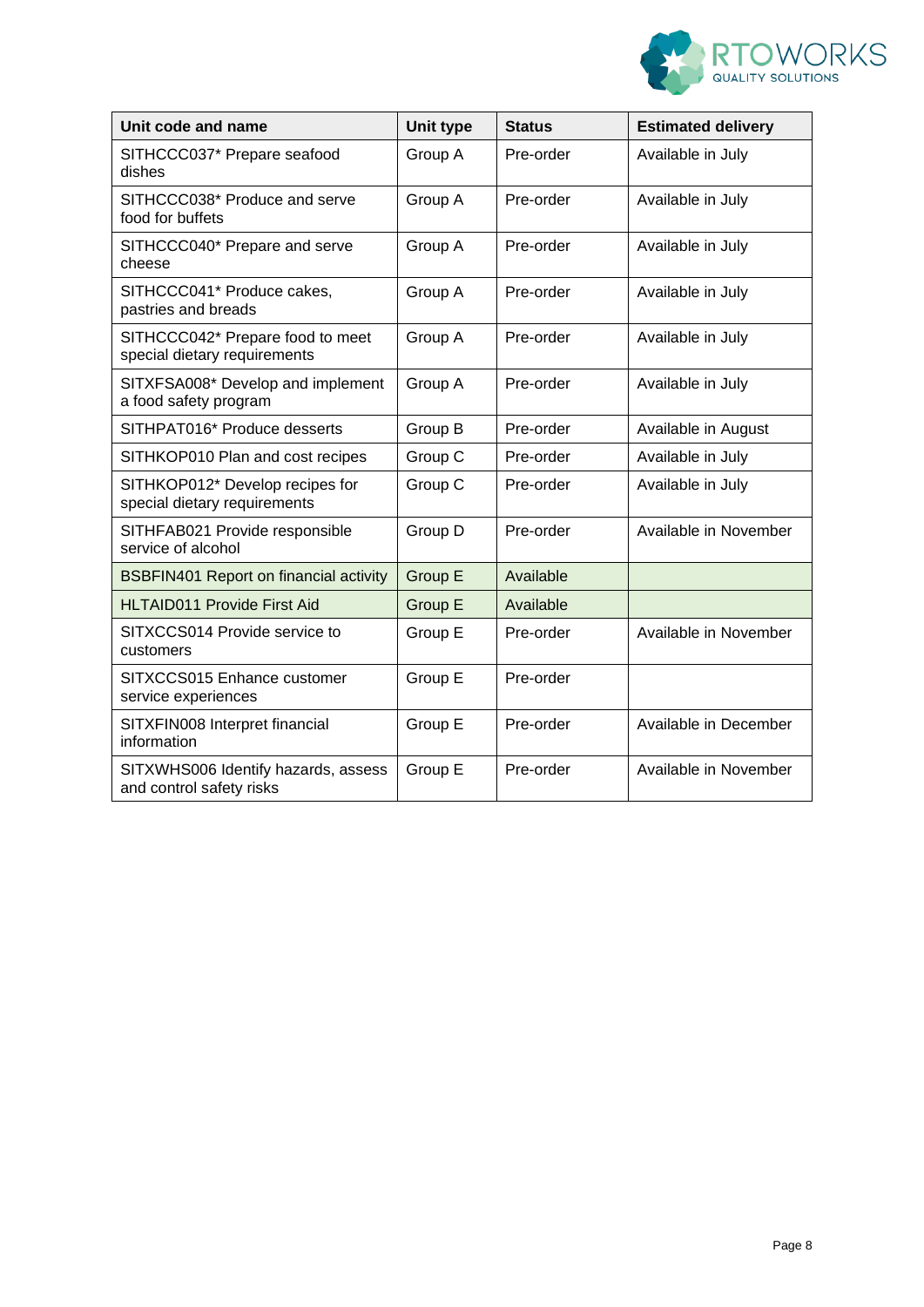| Unit code and name | Unit type | Status | Estimated delivery |
|---|---|---|---|
| SITHCCC037* Prepare seafood dishes | Group A | Pre-order | Available in July |
| SITHCCC038* Produce and serve food for buffets | Group A | Pre-order | Available in July |
| SITHCCC040* Prepare and serve cheese | Group A | Pre-order | Available in July |
| SITHCCC041* Produce cakes, pastries and breads | Group A | Pre-order | Available in July |
| SITHCCC042* Prepare food to meet special dietary requirements | Group A | Pre-order | Available in July |
| SITXFSA008* Develop and implement a food safety program | Group A | Pre-order | Available in July |
| SITHPAT016* Produce desserts | Group B | Pre-order | Available in August |
| SITHKOP010 Plan and cost recipes | Group C | Pre-order | Available in July |
| SITHKOP012* Develop recipes for special dietary requirements | Group C | Pre-order | Available in July |
| SITHFAB021 Provide responsible service of alcohol | Group D | Pre-order | Available in November |
| BSBFIN401 Report on financial activity | Group E | Available | |
| HLTAID011 Provide First Aid | Group E | Available | |
| SITXCCS014 Provide service to customers | Group E | Pre-order | Available in November |
| SITXCCS015 Enhance customer service experiences | Group E | Pre-order | |
| SITXFIN008 Interpret financial information | Group E | Pre-order | Available in December |
| SITXWHS006 Identify hazards, assess and control safety risks | Group E | Pre-order | Available in November |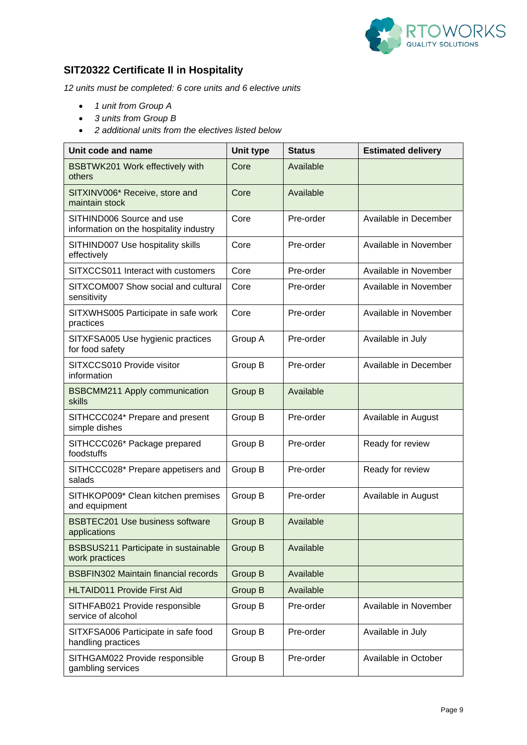## SIT20322 Certificate II in Hospitality

*12 units must be completed: 6 core units and 6 elective units*

- *1 unit from Group A*
- *3 units from Group B*
- *2 additional units from the electives listed below*

| Unit code and name | Unit type | Status | Estimated delivery |
|---|---|---|---|
| BSBTWK201 Work effectively with others | Core | Available | |
| SITXINV006* Receive, store and maintain stock | Core | Available | |
| SITHIND006 Source and use information on the hospitality industry | Core | Pre-order | Available in December |
| SITHIND007 Use hospitality skills effectively | Core | Pre-order | Available in November |
| SITXCCS011 Interact with customers | Core | Pre-order | Available in November |
| SITXCOM007 Show social and cultural sensitivity | Core | Pre-order | Available in November |
| SITXWHS005 Participate in safe work practices | Core | Pre-order | Available in November |
| SITXFSA005 Use hygienic practices for food safety | Group A | Pre-order | Available in July |
| SITXCCS010 Provide visitor information | Group B | Pre-order | Available in December |
| BSBCMM211 Apply communication skills | Group B | Available | |
| SITHCCC024* Prepare and present simple dishes | Group B | Pre-order | Available in August |
| SITHCCC026* Package prepared foodstuffs | Group B | Pre-order | Ready for review |
| SITHCCC028* Prepare appetisers and salads | Group B | Pre-order | Ready for review |
| SITHKOP009* Clean kitchen premises and equipment | Group B | Pre-order | Available in August |
| BSBTEC201 Use business software applications | Group B | Available | |
| BSBSUS211 Participate in sustainable work practices | Group B | Available | |
| BSBFIN302 Maintain financial records | Group B | Available | |
| HLTAID011 Provide First Aid | Group B | Available | |
| SITHFAB021 Provide responsible service of alcohol | Group B | Pre-order | Available in November |
| SITXFSA006 Participate in safe food handling practices | Group B | Pre-order | Available in July |
| SITHGAM022 Provide responsible gambling services | Group B | Pre-order | Available in October |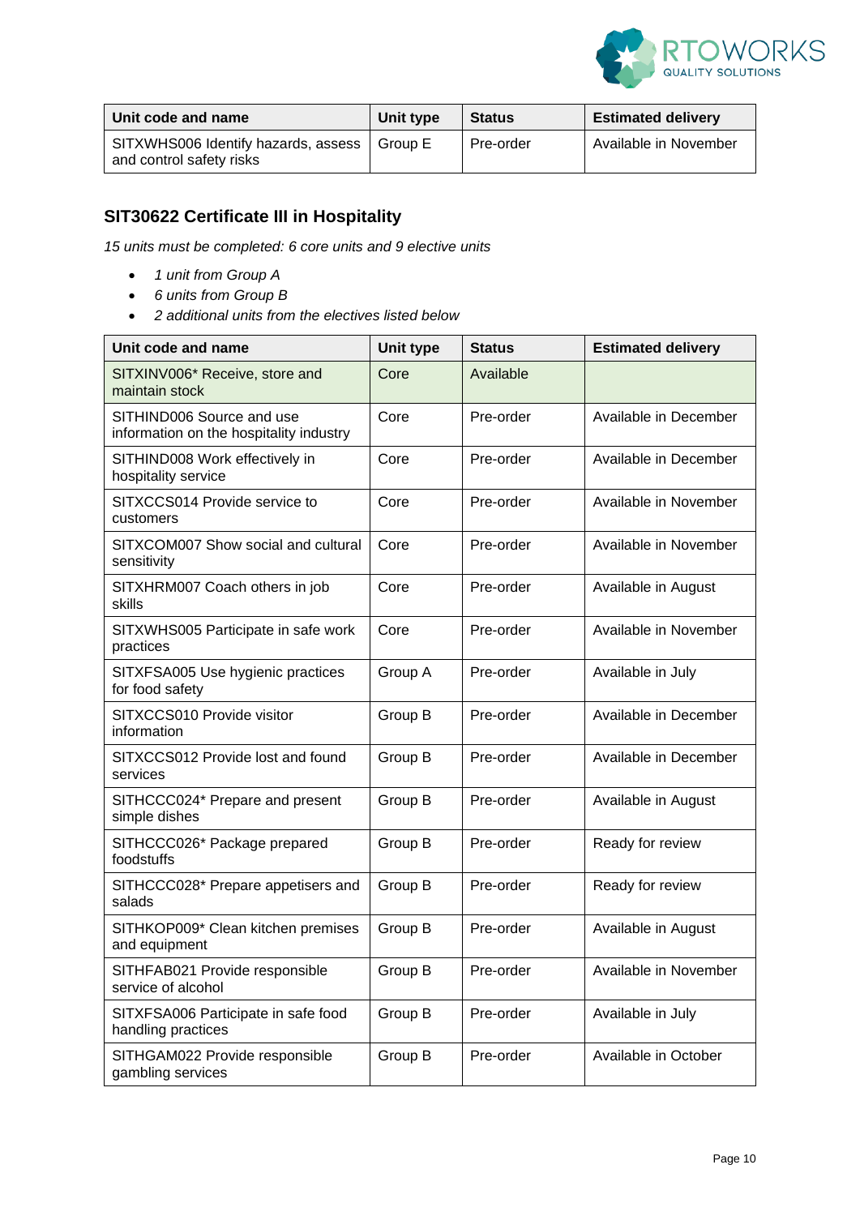| Unit code and name | Unit type | Status | Estimated delivery |
|---|---|---|---|
| SITXWHS006 Identify hazards, assess and control safety risks | Group E | Pre-order | Available in November |

## SIT30622 Certificate III in Hospitality

*15 units must be completed: 6 core units and 9 elective units*

- *1 unit from Group A*
- *6 units from Group B*
- *2 additional units from the electives listed below*

| Unit code and name | Unit type | Status | Estimated delivery |
|---|---|---|---|
| SITXINV006* Receive, store and maintain stock | Core | Available | |
| SITHIND006 Source and use information on the hospitality industry | Core | Pre-order | Available in December |
| SITHIND008 Work effectively in hospitality service | Core | Pre-order | Available in December |
| SITXCCS014 Provide service to customers | Core | Pre-order | Available in November |
| SITXCOM007 Show social and cultural sensitivity | Core | Pre-order | Available in November |
| SITXHRM007 Coach others in job skills | Core | Pre-order | Available in August |
| SITXWHS005 Participate in safe work practices | Core | Pre-order | Available in November |
| SITXFSA005 Use hygienic practices for food safety | Group A | Pre-order | Available in July |
| SITXCCS010 Provide visitor information | Group B | Pre-order | Available in December |
| SITXCCS012 Provide lost and found services | Group B | Pre-order | Available in December |
| SITHCCC024* Prepare and present simple dishes | Group B | Pre-order | Available in August |
| SITHCCC026* Package prepared foodstuffs | Group B | Pre-order | Ready for review |
| SITHCCC028* Prepare appetisers and salads | Group B | Pre-order | Ready for review |
| SITHKOP009* Clean kitchen premises and equipment | Group B | Pre-order | Available in August |
| SITHFAB021 Provide responsible service of alcohol | Group B | Pre-order | Available in November |
| SITXFSA006 Participate in safe food handling practices | Group B | Pre-order | Available in July |
| SITHGAM022 Provide responsible gambling services | Group B | Pre-order | Available in October |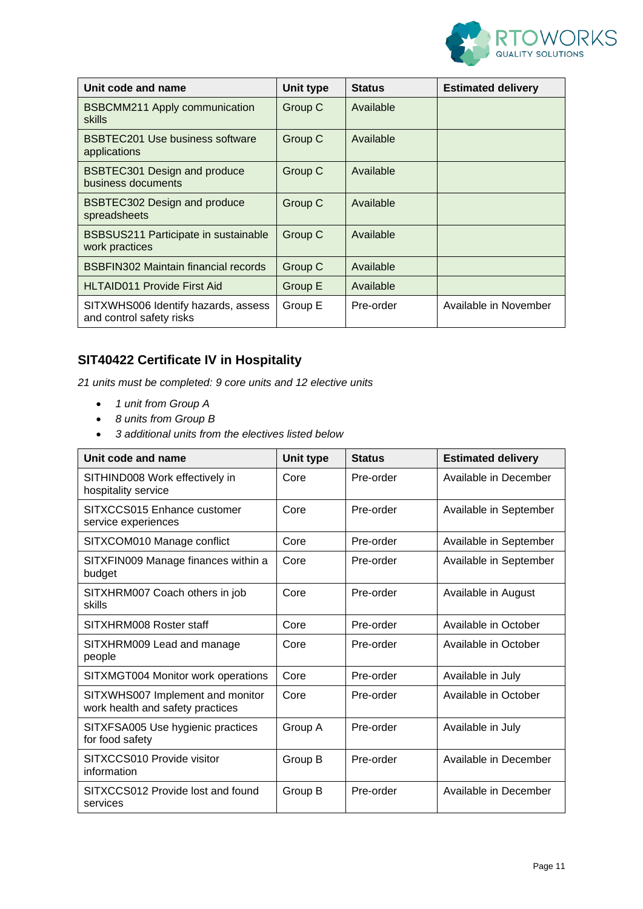| Unit code and name | Unit type | Status | Estimated delivery |
| --- | --- | --- | --- |
| BSBCMM211 Apply communication skills | Group C | Available | |
| BSBTEC201 Use business software applications | Group C | Available | |
| BSBTEC301 Design and produce business documents | Group C | Available | |
| BSBTEC302 Design and produce spreadsheets | Group C | Available | |
| BSBSUS211 Participate in sustainable work practices | Group C | Available | |
| BSBFIN302 Maintain financial records | Group C | Available | |
| HLTAID011 Provide First Aid | Group E | Available | |
| SITXWHS006 Identify hazards, assess and control safety risks | Group E | Pre-order | Available in November |

### SIT40422 Certificate IV in Hospitality

*21 units must be completed: 9 core units and 12 elective units*

- *1 unit from Group A*
- *8 units from Group B*
- *3 additional units from the electives listed below*

| Unit code and name | Unit type | Status | Estimated delivery |
| --- | --- | --- | --- |
| SITHIND008 Work effectively in hospitality service | Core | Pre-order | Available in December |
| SITXCCS015 Enhance customer service experiences | Core | Pre-order | Available in September |
| SITXCOM010 Manage conflict | Core | Pre-order | Available in September |
| SITXFIN009 Manage finances within a budget | Core | Pre-order | Available in September |
| SITXHRM007 Coach others in job skills | Core | Pre-order | Available in August |
| SITXHRM008 Roster staff | Core | Pre-order | Available in October |
| SITXHRM009 Lead and manage people | Core | Pre-order | Available in October |
| SITXMGT004 Monitor work operations | Core | Pre-order | Available in July |
| SITXWHS007 Implement and monitor work health and safety practices | Core | Pre-order | Available in October |
| SITXFSA005 Use hygienic practices for food safety | Group A | Pre-order | Available in July |
| SITXCCS010 Provide visitor information | Group B | Pre-order | Available in December |
| SITXCCS012 Provide lost and found services | Group B | Pre-order | Available in December |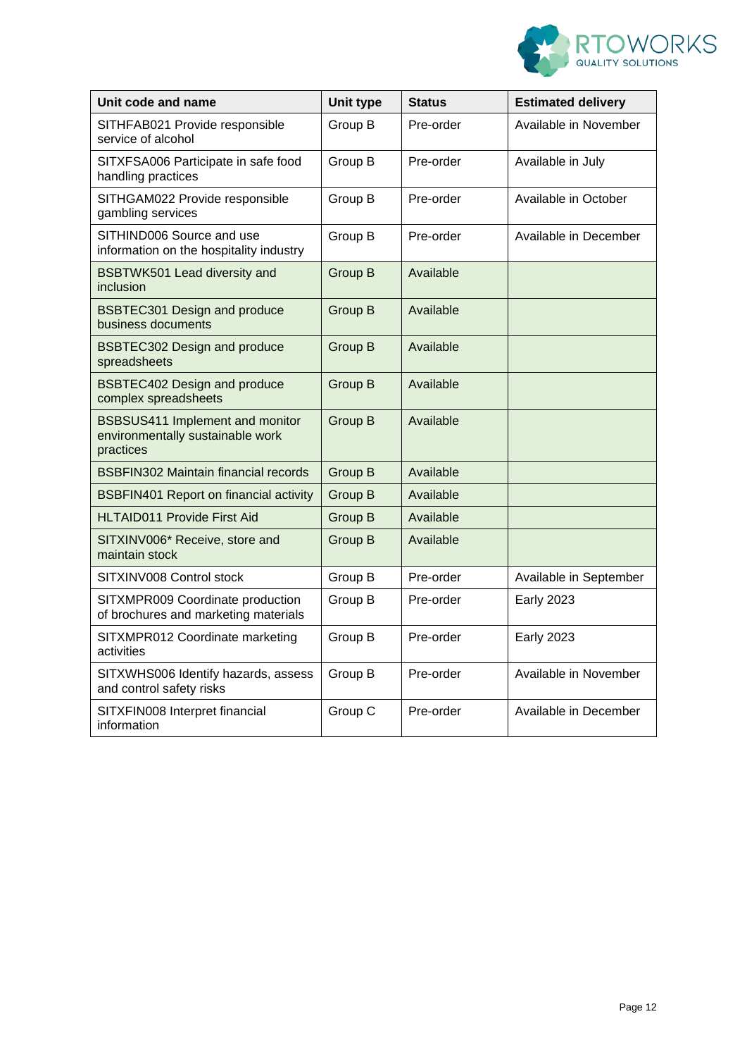| Unit code and name | Unit type | Status | Estimated delivery |
| --- | --- | --- | --- |
| SITHFAB021 Provide responsible service of alcohol | Group B | Pre-order | Available in November |
| SITXFSA006 Participate in safe food handling practices | Group B | Pre-order | Available in July |
| SITHGAM022 Provide responsible gambling services | Group B | Pre-order | Available in October |
| SITHIND006 Source and use information on the hospitality industry | Group B | Pre-order | Available in December |
| BSBTWK501 Lead diversity and inclusion | Group B | Available | |
| BSBTEC301 Design and produce business documents | Group B | Available | |
| BSBTEC302 Design and produce spreadsheets | Group B | Available | |
| BSBTEC402 Design and produce complex spreadsheets | Group B | Available | |
| BSBSUS411 Implement and monitor environmentally sustainable work practices | Group B | Available | |
| BSBFIN302 Maintain financial records | Group B | Available | |
| BSBFIN401 Report on financial activity | Group B | Available | |
| HLTAID011 Provide First Aid | Group B | Available | |
| SITXINV006* Receive, store and maintain stock | Group B | Available | |
| SITXINV008 Control stock | Group B | Pre-order | Available in September |
| SITXMPR009 Coordinate production of brochures and marketing materials | Group B | Pre-order | Early 2023 |
| SITXMPR012 Coordinate marketing activities | Group B | Pre-order | Early 2023 |
| SITXWHS006 Identify hazards, assess and control safety risks | Group B | Pre-order | Available in November |
| SITXFIN008 Interpret financial information | Group C | Pre-order | Available in December |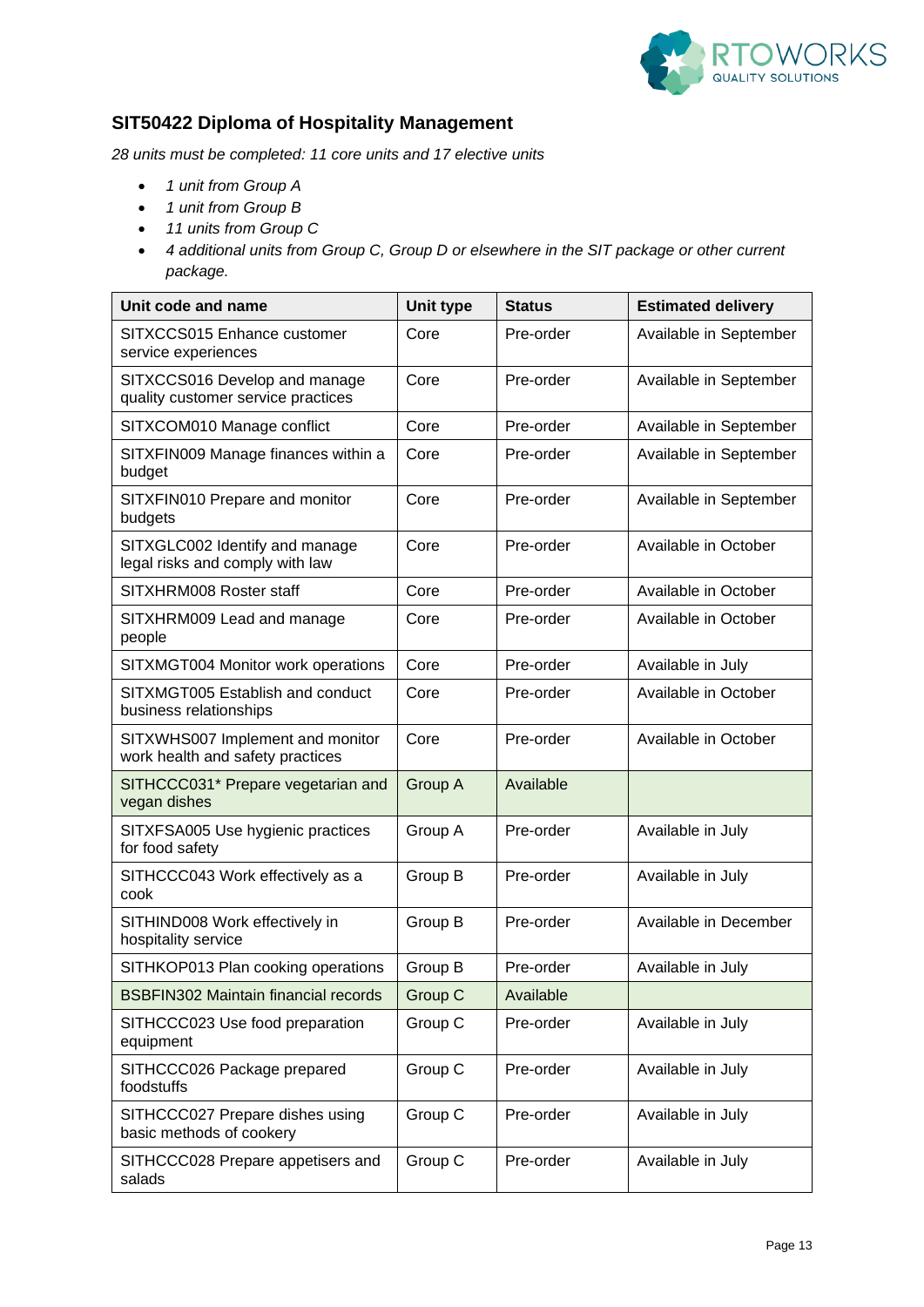## SIT50422 Diploma of Hospitality Management

*28 units must be completed: 11 core units and 17 elective units*

- *1 unit from Group A*
- *1 unit from Group B*
- *11 units from Group C*
- *4 additional units from Group C, Group D or elsewhere in the SIT package or other current package.*

| Unit code and name | Unit type | Status | Estimated delivery |
|---|---|---|---|
| SITXCCS015 Enhance customer service experiences | Core | Pre-order | Available in September |
| SITXCCS016 Develop and manage quality customer service practices | Core | Pre-order | Available in September |
| SITXCOM010 Manage conflict | Core | Pre-order | Available in September |
| SITXFIN009 Manage finances within a budget | Core | Pre-order | Available in September |
| SITXFIN010 Prepare and monitor budgets | Core | Pre-order | Available in September |
| SITXGLC002 Identify and manage legal risks and comply with law | Core | Pre-order | Available in October |
| SITXHRM008 Roster staff | Core | Pre-order | Available in October |
| SITXHRM009 Lead and manage people | Core | Pre-order | Available in October |
| SITXMGT004 Monitor work operations | Core | Pre-order | Available in July |
| SITXMGT005 Establish and conduct business relationships | Core | Pre-order | Available in October |
| SITXWHS007 Implement and monitor work health and safety practices | Core | Pre-order | Available in October |
| SITHCCC031* Prepare vegetarian and vegan dishes | Group A | Available | |
| SITXFSA005 Use hygienic practices for food safety | Group A | Pre-order | Available in July |
| SITHCCC043 Work effectively as a cook | Group B | Pre-order | Available in July |
| SITHIND008 Work effectively in hospitality service | Group B | Pre-order | Available in December |
| SITHKOP013 Plan cooking operations | Group B | Pre-order | Available in July |
| BSBFIN302 Maintain financial records | Group C | Available | |
| SITHCCC023 Use food preparation equipment | Group C | Pre-order | Available in July |
| SITHCCC026 Package prepared foodstuffs | Group C | Pre-order | Available in July |
| SITHCCC027 Prepare dishes using basic methods of cookery | Group C | Pre-order | Available in July |
| SITHCCC028 Prepare appetisers and salads | Group C | Pre-order | Available in July |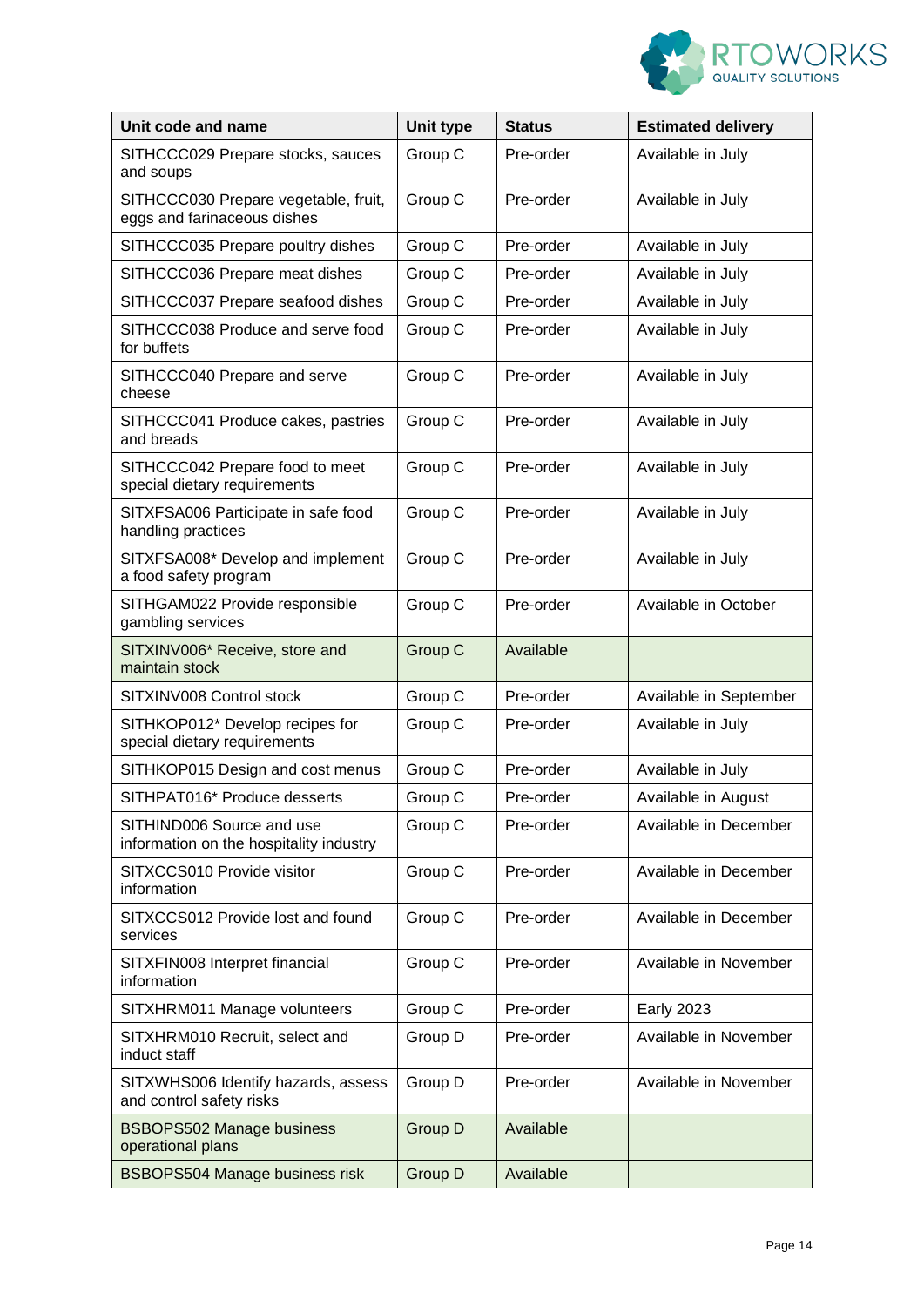| Unit code and name | Unit type | Status | Estimated delivery |
| --- | --- | --- | --- |
| SITHCCC029 Prepare stocks, sauces and soups | Group C | Pre-order | Available in July |
| SITHCCC030 Prepare vegetable, fruit, eggs and farinaceous dishes | Group C | Pre-order | Available in July |
| SITHCCC035 Prepare poultry dishes | Group C | Pre-order | Available in July |
| SITHCCC036 Prepare meat dishes | Group C | Pre-order | Available in July |
| SITHCCC037 Prepare seafood dishes | Group C | Pre-order | Available in July |
| SITHCCC038 Produce and serve food for buffets | Group C | Pre-order | Available in July |
| SITHCCC040 Prepare and serve cheese | Group C | Pre-order | Available in July |
| SITHCCC041 Produce cakes, pastries and breads | Group C | Pre-order | Available in July |
| SITHCCC042 Prepare food to meet special dietary requirements | Group C | Pre-order | Available in July |
| SITXFSA006 Participate in safe food handling practices | Group C | Pre-order | Available in July |
| SITXFSA008* Develop and implement a food safety program | Group C | Pre-order | Available in July |
| SITHGAM022 Provide responsible gambling services | Group C | Pre-order | Available in October |
| SITXINV006* Receive, store and maintain stock | Group C | Available | |
| SITXINV008 Control stock | Group C | Pre-order | Available in September |
| SITHKOP012* Develop recipes for special dietary requirements | Group C | Pre-order | Available in July |
| SITHKOP015 Design and cost menus | Group C | Pre-order | Available in July |
| SITHPAT016* Produce desserts | Group C | Pre-order | Available in August |
| SITHIND006 Source and use information on the hospitality industry | Group C | Pre-order | Available in December |
| SITXCCS010 Provide visitor information | Group C | Pre-order | Available in December |
| SITXCCS012 Provide lost and found services | Group C | Pre-order | Available in December |
| SITXFIN008 Interpret financial information | Group C | Pre-order | Available in November |
| SITXHRM011 Manage volunteers | Group C | Pre-order | Early 2023 |
| SITXHRM010 Recruit, select and induct staff | Group D | Pre-order | Available in November |
| SITXWHS006 Identify hazards, assess and control safety risks | Group D | Pre-order | Available in November |
| BSBOPS502 Manage business operational plans | Group D | Available | |
| BSBOPS504 Manage business risk | Group D | Available | |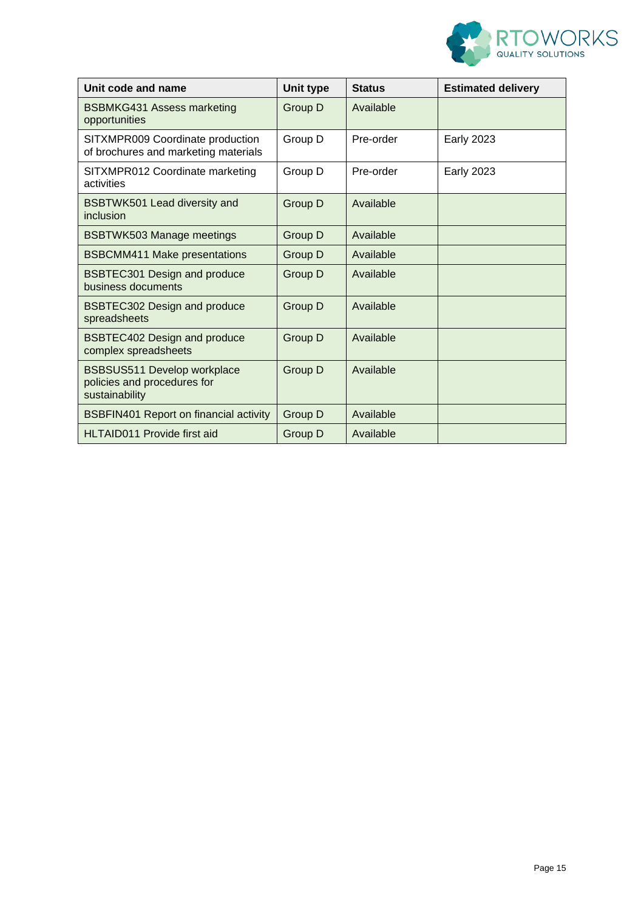| Unit code and name | Unit type | Status | Estimated delivery |
| --- | --- | --- | --- |
| BSBMKG431 Assess marketing opportunities | Group D | Available | |
| SITXMPR009 Coordinate production of brochures and marketing materials | Group D | Pre-order | Early 2023 |
| SITXMPR012 Coordinate marketing activities | Group D | Pre-order | Early 2023 |
| BSBTWK501 Lead diversity and inclusion | Group D | Available | |
| BSBTWK503 Manage meetings | Group D | Available | |
| BSBCMM411 Make presentations | Group D | Available | |
| BSBTEC301 Design and produce business documents | Group D | Available | |
| BSBTEC302 Design and produce spreadsheets | Group D | Available | |
| BSBTEC402 Design and produce complex spreadsheets | Group D | Available | |
| BSBSUS511 Develop workplace policies and procedures for sustainability | Group D | Available | |
| BSBFIN401 Report on financial activity | Group D | Available | |
| HLTAID011 Provide first aid | Group D | Available | |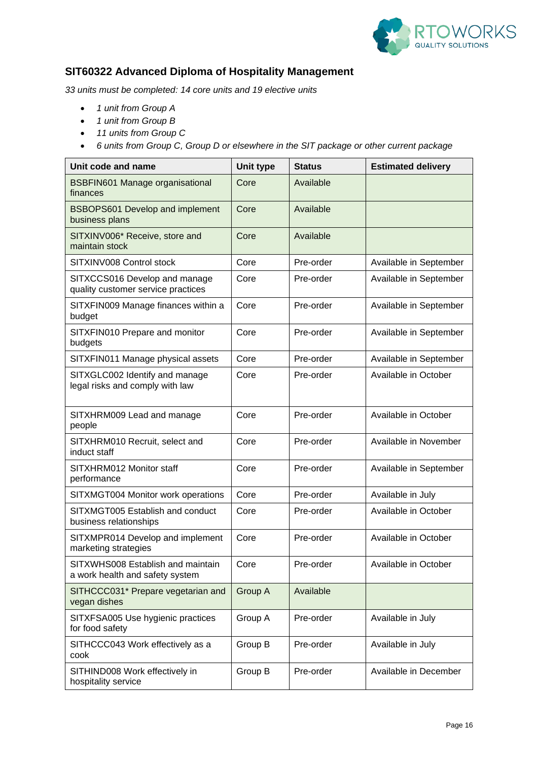## SIT60322 Advanced Diploma of Hospitality Management

*33 units must be completed: 14 core units and 19 elective units*

- *1 unit from Group A*
- *1 unit from Group B*
- *11 units from Group C*
- *6 units from Group C, Group D or elsewhere in the SIT package or other current package*

| Unit code and name | Unit type | Status | Estimated delivery |
| --- | --- | --- | --- |
| BSBFIN601 Manage organisational finances | Core | Available | |
| BSBOPS601 Develop and implement business plans | Core | Available | |
| SITXINV006* Receive, store and maintain stock | Core | Available | |
| SITXINV008 Control stock | Core | Pre-order | Available in September |
| SITXCCS016 Develop and manage quality customer service practices | Core | Pre-order | Available in September |
| SITXFIN009 Manage finances within a budget | Core | Pre-order | Available in September |
| SITXFIN010 Prepare and monitor budgets | Core | Pre-order | Available in September |
| SITXFIN011 Manage physical assets | Core | Pre-order | Available in September |
| SITXGLC002 Identify and manage legal risks and comply with law | Core | Pre-order | Available in October |
| SITXHRM009 Lead and manage people | Core | Pre-order | Available in October |
| SITXHRM010 Recruit, select and induct staff | Core | Pre-order | Available in November |
| SITXHRM012 Monitor staff performance | Core | Pre-order | Available in September |
| SITXMGT004 Monitor work operations | Core | Pre-order | Available in July |
| SITXMGT005 Establish and conduct business relationships | Core | Pre-order | Available in October |
| SITXMPR014 Develop and implement marketing strategies | Core | Pre-order | Available in October |
| SITXWHS008 Establish and maintain a work health and safety system | Core | Pre-order | Available in October |
| SITHCCC031* Prepare vegetarian and vegan dishes | Group A | Available | |
| SITXFSA005 Use hygienic practices for food safety | Group A | Pre-order | Available in July |
| SITHCCC043 Work effectively as a cook | Group B | Pre-order | Available in July |
| SITHIND008 Work effectively in hospitality service | Group B | Pre-order | Available in December |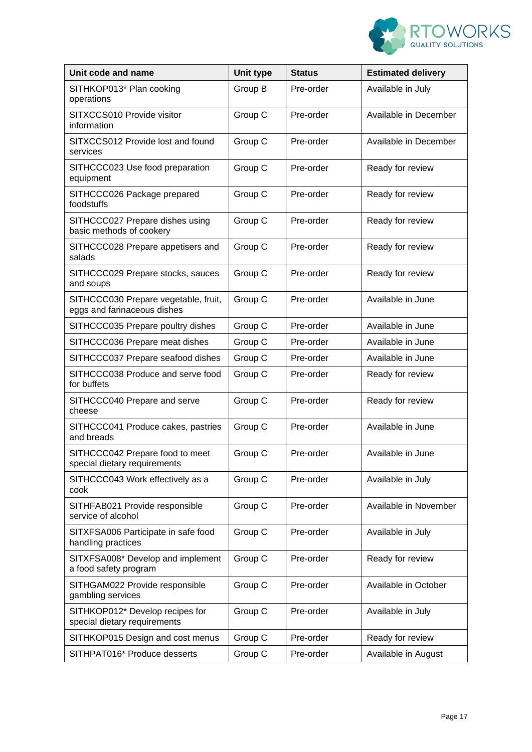| Unit code and name | Unit type | Status | Estimated delivery |
|---|---|---|---|
| SITHKOP013* Plan cooking operations | Group B | Pre-order | Available in July |
| SITXCCS010 Provide visitor information | Group C | Pre-order | Available in December |
| SITXCCS012 Provide lost and found services | Group C | Pre-order | Available in December |
| SITHCCC023 Use food preparation equipment | Group C | Pre-order | Ready for review |
| SITHCCC026 Package prepared foodstuffs | Group C | Pre-order | Ready for review |
| SITHCCC027 Prepare dishes using basic methods of cookery | Group C | Pre-order | Ready for review |
| SITHCCC028 Prepare appetisers and salads | Group C | Pre-order | Ready for review |
| SITHCCC029 Prepare stocks, sauces and soups | Group C | Pre-order | Ready for review |
| SITHCCC030 Prepare vegetable, fruit, eggs and farinaceous dishes | Group C | Pre-order | Available in June |
| SITHCCC035 Prepare poultry dishes | Group C | Pre-order | Available in June |
| SITHCCC036 Prepare meat dishes | Group C | Pre-order | Available in June |
| SITHCCC037 Prepare seafood dishes | Group C | Pre-order | Available in June |
| SITHCCC038 Produce and serve food for buffets | Group C | Pre-order | Ready for review |
| SITHCCC040 Prepare and serve cheese | Group C | Pre-order | Ready for review |
| SITHCCC041 Produce cakes, pastries and breads | Group C | Pre-order | Available in June |
| SITHCCC042 Prepare food to meet special dietary requirements | Group C | Pre-order | Available in June |
| SITHCCC043 Work effectively as a cook | Group C | Pre-order | Available in July |
| SITHFAB021 Provide responsible service of alcohol | Group C | Pre-order | Available in November |
| SITXFSA006 Participate in safe food handling practices | Group C | Pre-order | Available in July |
| SITXFSA008* Develop and implement a food safety program | Group C | Pre-order | Ready for review |
| SITHGAM022 Provide responsible gambling services | Group C | Pre-order | Available in October |
| SITHKOP012* Develop recipes for special dietary requirements | Group C | Pre-order | Available in July |
| SITHKOP015 Design and cost menus | Group C | Pre-order | Ready for review |
| SITHPAT016* Produce desserts | Group C | Pre-order | Available in August |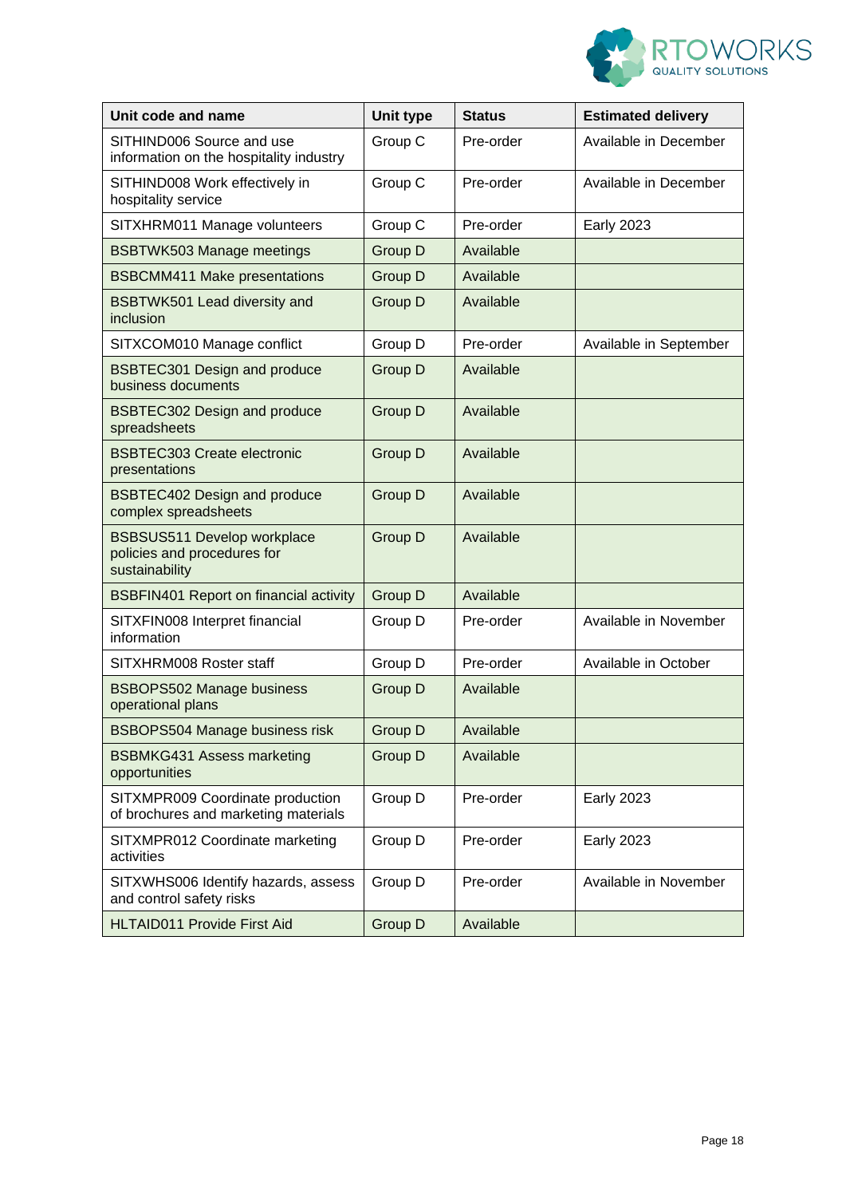| Unit code and name | Unit type | Status | Estimated delivery |
| --- | --- | --- | --- |
| SITHIND006 Source and use information on the hospitality industry | Group C | Pre-order | Available in December |
| SITHIND008 Work effectively in hospitality service | Group C | Pre-order | Available in December |
| SITXHRM011 Manage volunteers | Group C | Pre-order | Early 2023 |
| BSBTWK503 Manage meetings | Group D | Available | |
| BSBCMM411 Make presentations | Group D | Available | |
| BSBTWK501 Lead diversity and inclusion | Group D | Available | |
| SITXCOM010 Manage conflict | Group D | Pre-order | Available in September |
| BSBTEC301 Design and produce business documents | Group D | Available | |
| BSBTEC302 Design and produce spreadsheets | Group D | Available | |
| BSBTEC303 Create electronic presentations | Group D | Available | |
| BSBTEC402 Design and produce complex spreadsheets | Group D | Available | |
| BSBSUS511 Develop workplace policies and procedures for sustainability | Group D | Available | |
| BSBFIN401 Report on financial activity | Group D | Available | |
| SITXFIN008 Interpret financial information | Group D | Pre-order | Available in November |
| SITXHRM008 Roster staff | Group D | Pre-order | Available in October |
| BSBOPS502 Manage business operational plans | Group D | Available | |
| BSBOPS504 Manage business risk | Group D | Available | |
| BSBMKG431 Assess marketing opportunities | Group D | Available | |
| SITXMPR009 Coordinate production of brochures and marketing materials | Group D | Pre-order | Early 2023 |
| SITXMPR012 Coordinate marketing activities | Group D | Pre-order | Early 2023 |
| SITXWHS006 Identify hazards, assess and control safety risks | Group D | Pre-order | Available in November |
| HLTAID011 Provide First Aid | Group D | Available | |